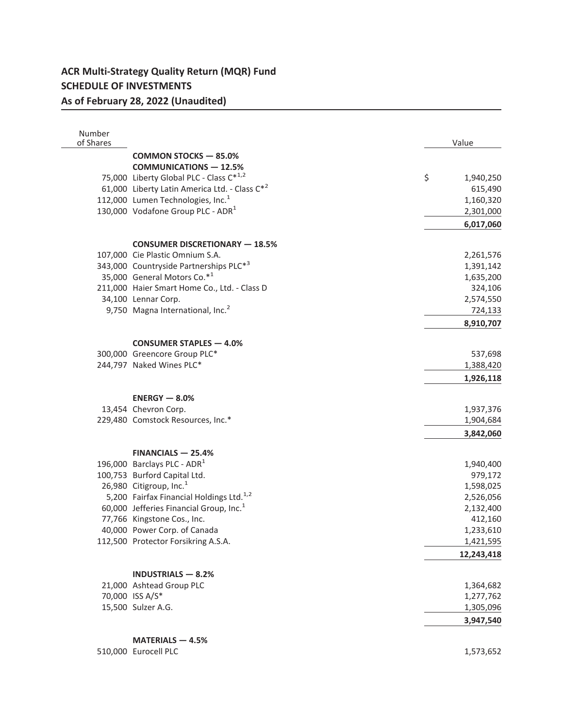# ACR Multi-Strategy Quality Return (MQR) Fund
## SCHEDULE OF INVESTMENTS
### As of February 28, 2022 (Unaudited)

| Number of Shares | | Value |
|---|---|---|
| | **COMMON STOCKS — 85.0%** | |
| | **COMMUNICATIONS — 12.5%** | |
| 75,000 | Liberty Global PLC - Class C*[1,2] | $ 1,940,250 |
| 61,000 | Liberty Latin America Ltd. - Class C*[2] | 615,490 |
| 112,000 | Lumen Technologies, Inc.[1] | 1,160,320 |
| 130,000 | Vodafone Group PLC - ADR[1] | 2,301,000 |
| | | **6,017,060** |
| | **CONSUMER DISCRETIONARY — 18.5%** | |
| 107,000 | Cie Plastic Omnium S.A. | 2,261,576 |
| 343,000 | Countryside Partnerships PLC*[3] | 1,391,142 |
| 35,000 | General Motors Co.*[1] | 1,635,200 |
| 211,000 | Haier Smart Home Co., Ltd. - Class D | 324,106 |
| 34,100 | Lennar Corp. | 2,574,550 |
| 9,750 | Magna International, Inc.[2] | 724,133 |
| | | **8,910,707** |
| | **CONSUMER STAPLES — 4.0%** | |
| 300,000 | Greencore Group PLC* | 537,698 |
| 244,797 | Naked Wines PLC* | 1,388,420 |
| | | **1,926,118** |
| | **ENERGY — 8.0%** | |
| 13,454 | Chevron Corp. | 1,937,376 |
| 229,480 | Comstock Resources, Inc.* | 1,904,684 |
| | | **3,842,060** |
| | **FINANCIALS — 25.4%** | |
| 196,000 | Barclays PLC - ADR[1] | 1,940,400 |
| 100,753 | Burford Capital Ltd. | 979,172 |
| 26,980 | Citigroup, Inc.[1] | 1,598,025 |
| 5,200 | Fairfax Financial Holdings Ltd.[1,2] | 2,526,056 |
| 60,000 | Jefferies Financial Group, Inc.[1] | 2,132,400 |
| 77,766 | Kingstone Cos., Inc. | 412,160 |
| 40,000 | Power Corp. of Canada | 1,233,610 |
| 112,500 | Protector Forsikring A.S.A. | 1,421,595 |
| | | **12,243,418** |
| | **INDUSTRIALS — 8.2%** | |
| 21,000 | Ashtead Group PLC | 1,364,682 |
| 70,000 | ISS A/S* | 1,277,762 |
| 15,500 | Sulzer A.G. | 1,305,096 |
| | | **3,947,540** |
| | **MATERIALS — 4.5%** | |
| 510,000 | Eurocell PLC | 1,573,652 |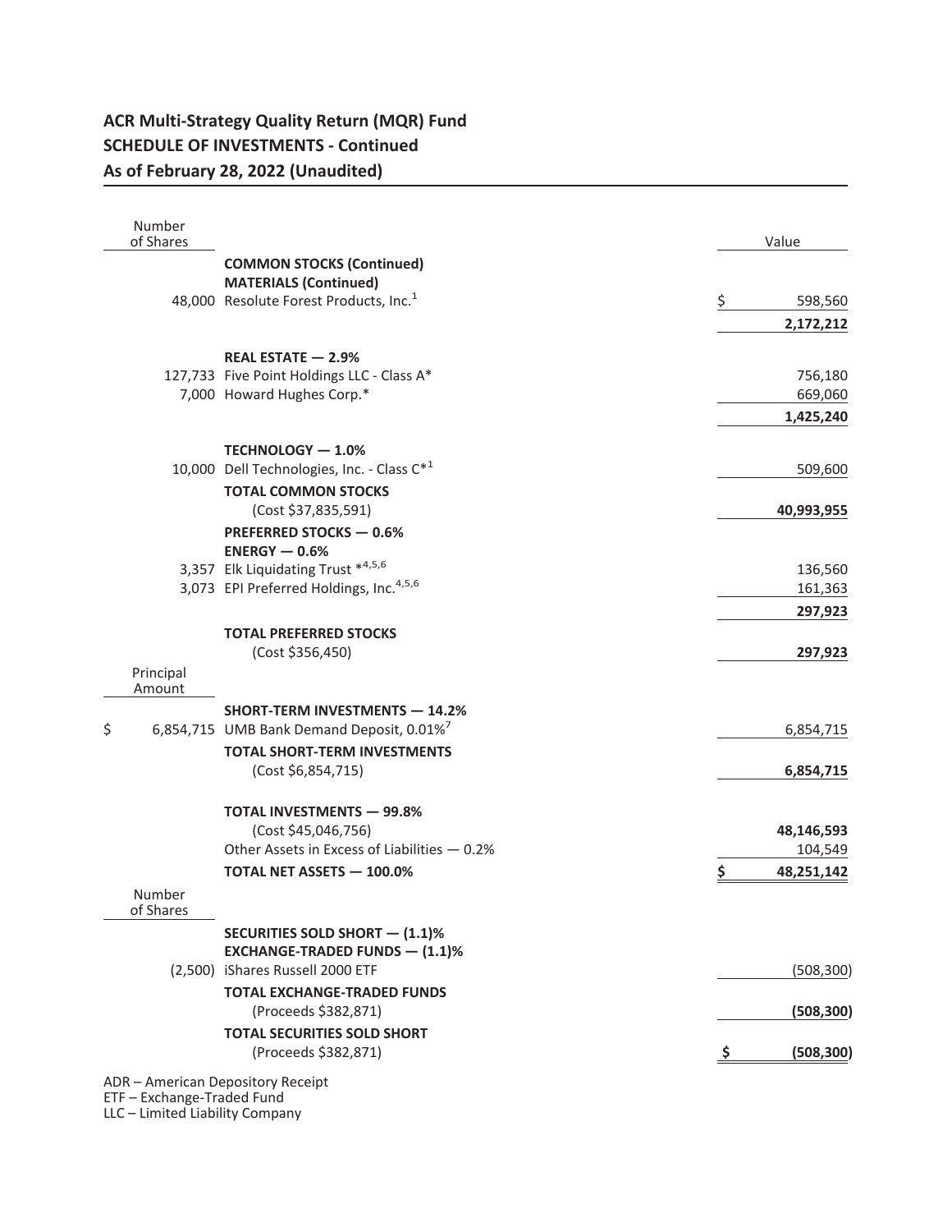**ACR Multi-Strategy Quality Return (MQR) Fund**
**SCHEDULE OF INVESTMENTS - Continued**
**As of February 28, 2022 (Unaudited)**

| Number of Shares | | Value |
|---|---|---|
| | **COMMON STOCKS (Continued)** | |
| | **MATERIALS (Continued)** | |
| 48,000 | Resolute Forest Products, Inc.[1] | $ 598,560 |
| | | **2,172,212** |
| | **REAL ESTATE — 2.9%** | |
| 127,733 | Five Point Holdings LLC - Class A* | 756,180 |
| 7,000 | Howard Hughes Corp.* | 669,060 |
| | | **1,425,240** |
| | **TECHNOLOGY — 1.0%** | |
| 10,000 | Dell Technologies, Inc. - Class C*[1] | 509,600 |
| | **TOTAL COMMON STOCKS** | |
| | (Cost $37,835,591) | **40,993,955** |
| | **PREFERRED STOCKS — 0.6%** | |
| | **ENERGY — 0.6%** | |
| 3,357 | Elk Liquidating Trust *[4,5,6] | 136,560 |
| 3,073 | EPI Preferred Holdings, Inc.[4,5,6] | 161,363 |
| | | **297,923** |
| | **TOTAL PREFERRED STOCKS** | |
| | (Cost $356,450) | **297,923** |
| **Principal Amount** | | |
| | **SHORT-TERM INVESTMENTS — 14.2%** | |
| $ 6,854,715 | UMB Bank Demand Deposit, 0.01%[7] | 6,854,715 |
| | **TOTAL SHORT-TERM INVESTMENTS** | |
| | (Cost $6,854,715) | **6,854,715** |
| | **TOTAL INVESTMENTS — 99.8%** | |
| | (Cost $45,046,756) | **48,146,593** |
| | Other Assets in Excess of Liabilities — 0.2% | 104,549 |
| | **TOTAL NET ASSETS — 100.0%** | **$ 48,251,142** |
| **Number of Shares** | | |
| | **SECURITIES SOLD SHORT — (1.1)%** | |
| | **EXCHANGE-TRADED FUNDS — (1.1)%** | |
| (2,500) | iShares Russell 2000 ETF | (508,300) |
| | **TOTAL EXCHANGE-TRADED FUNDS** | |
| | (Proceeds $382,871) | **(508,300)** |
| | **TOTAL SECURITIES SOLD SHORT** | |
| | (Proceeds $382,871) | **$ (508,300)** |

ADR – American Depository Receipt
ETF – Exchange-Traded Fund
LLC – Limited Liability Company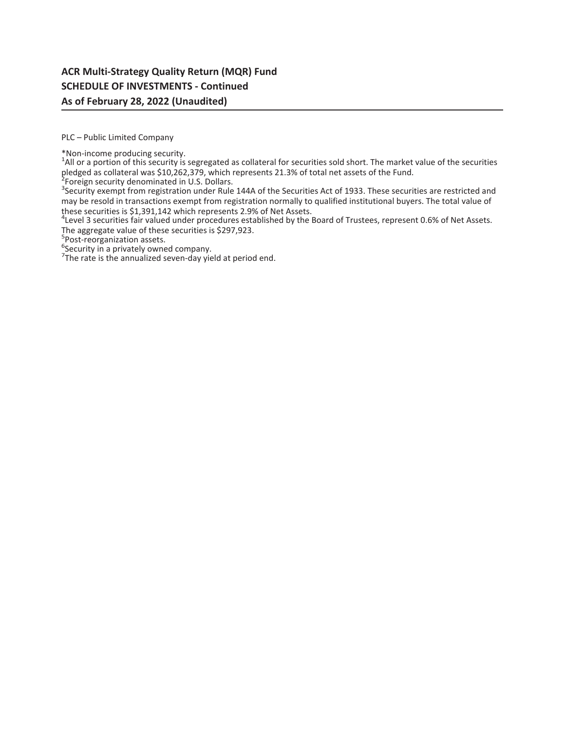## ACR Multi-Strategy Quality Return (MQR) Fund
## SCHEDULE OF INVESTMENTS - Continued
## As of February 28, 2022 (Unaudited)

PLC – Public Limited Company

*Non-income producing security.

[1]All or a portion of this security is segregated as collateral for securities sold short. The market value of the securities pledged as collateral was $10,262,379, which represents 21.3% of total net assets of the Fund.

[2]Foreign security denominated in U.S. Dollars.

[3]Security exempt from registration under Rule 144A of the Securities Act of 1933. These securities are restricted and may be resold in transactions exempt from registration normally to qualified institutional buyers. The total value of these securities is $1,391,142 which represents 2.9% of Net Assets.

[4]Level 3 securities fair valued under procedures established by the Board of Trustees, represent 0.6% of Net Assets. The aggregate value of these securities is $297,923.

[5]Post-reorganization assets.

[6]Security in a privately owned company.

[7]The rate is the annualized seven-day yield at period end.